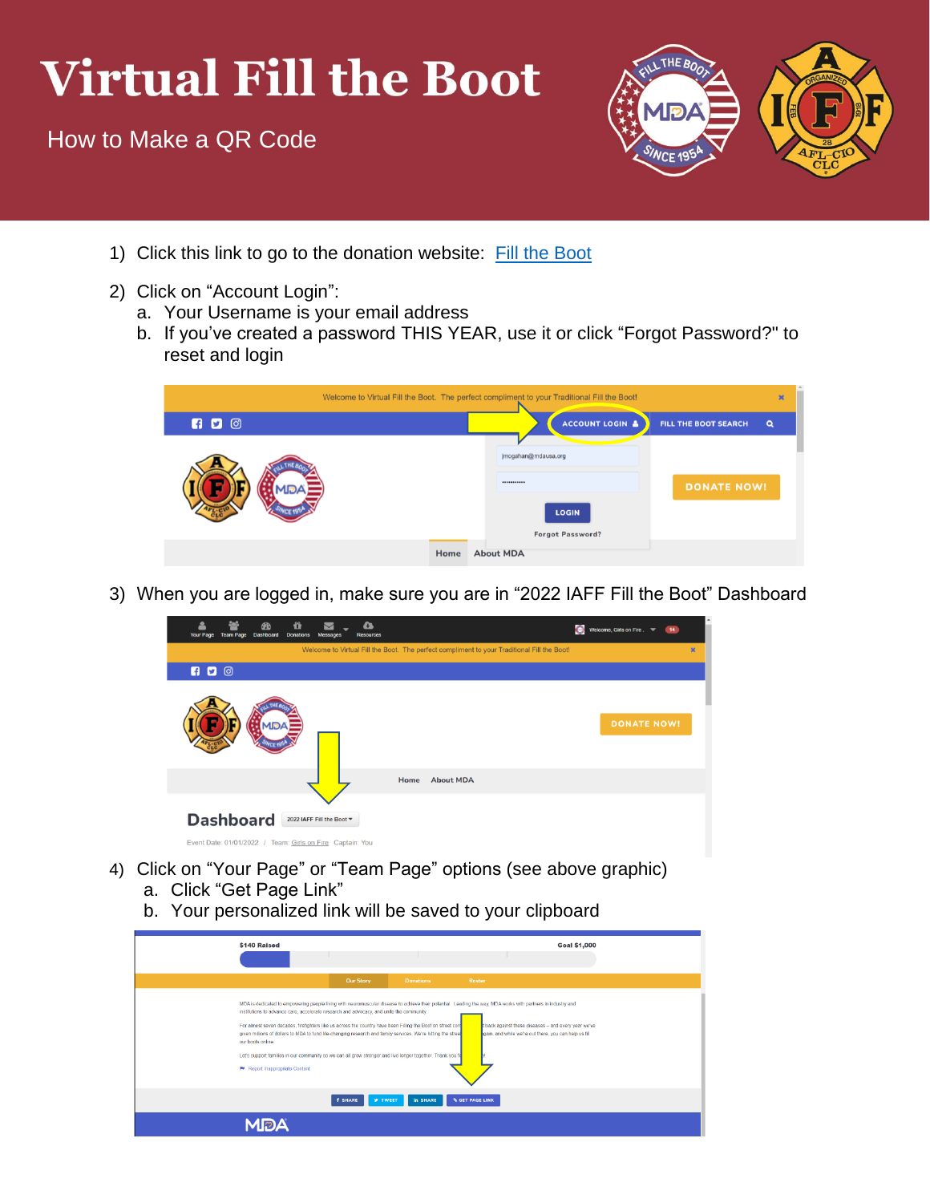# Virtual Fill the Boot

## How to Make a QR Code

1) Click this link to go to the donation website: [Fill the Boot]()

2) Click on "Account Login":
   a. Your Username is your email address
   b. If you've created a password THIS YEAR, use it or click "Forgot Password?" to reset and login

3) When you are logged in, make sure you are in "2022 IAFF Fill the Boot" Dashboard

4) Click on "Your Page" or "Team Page" options (see above graphic)
   a. Click "Get Page Link"
   b. Your personalized link will be saved to your clipboard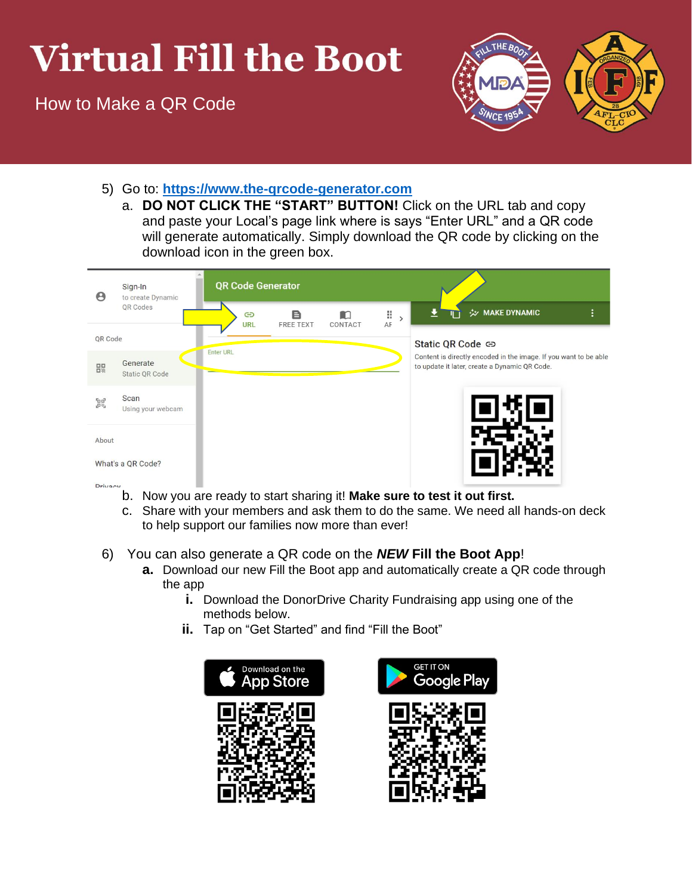// Virtual Fill the Boot

How to Make a QR Code

5) Go to: **https://www.the-qrcode-generator.com**
   a. **DO NOT CLICK THE "START" BUTTON!** Click on the URL tab and copy and paste your Local's page link where is says "Enter URL" and a QR code will generate automatically. Simply download the QR code by clicking on the download icon in the green box.

   b. Now you are ready to start sharing it! **Make sure to test it out first.**
   c. Share with your members and ask them to do the same. We need all hands-on deck to help support our families now more than ever!

6) You can also generate a QR code on the ***NEW* Fill the Boot App**!
   **a.** Download our new Fill the Boot app and automatically create a QR code through the app
      **i.** Download the DonorDrive Charity Fundraising app using one of the methods below.
      **ii.** Tap on "Get Started" and find "Fill the Boot"